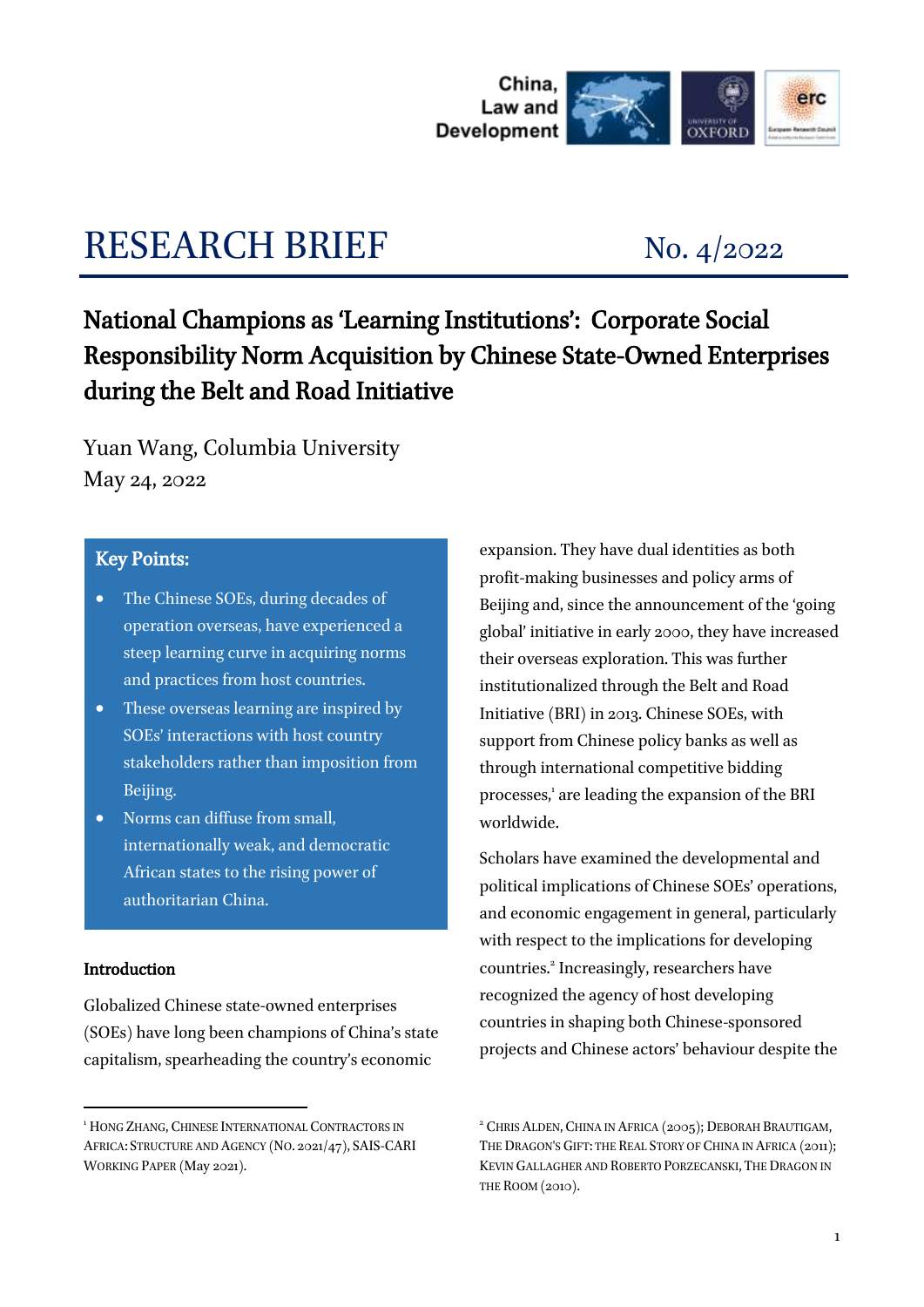# RESEARCH BRIEF

No. 4/2022

## National Champions as 'Learning Institutions': Corporate Social Responsibility Norm Acquisition by Chinese State-Owned Enterprises during the Belt and Road Initiative

Yuan Wang, Columbia University

May 24, 2022

### Key Points:

- The Chinese SOEs, during decades of operation overseas, have experienced a steep learning curve in acquiring norms and practices from host countries.
- These overseas learning are inspired by SOEs' interactions with host country stakeholders rather than imposition from Beijing.
- Norms can diffuse from small, internationally weak, and democratic African states to the rising power of authoritarian China.

### Introduction

Globalized Chinese state-owned enterprises (SOEs) have long been champions of China's state capitalism, spearheading the country's economic expansion. They have dual identities as both profit-making businesses and policy arms of Beijing and, since the announcement of the 'going global' initiative in early 2000, they have increased their overseas exploration. This was further institutionalized through the Belt and Road Initiative (BRI) in 2013. Chinese SOEs, with support from Chinese policy banks as well as through international competitive bidding processes,[1] are leading the expansion of the BRI worldwide.

Scholars have examined the developmental and political implications of Chinese SOEs' operations, and economic engagement in general, particularly with respect to the implications for developing countries.[2] Increasingly, researchers have recognized the agency of host developing countries in shaping both Chinese-sponsored projects and Chinese actors' behaviour despite the

---

[1] HONG ZHANG, CHINESE INTERNATIONAL CONTRACTORS IN AFRICA: STRUCTURE AND AGENCY (NO. 2021/47), SAIS-CARI WORKING PAPER (May 2021).

[2] CHRIS ALDEN, CHINA IN AFRICA (2005); DEBORAH BRAUTIGAM, THE DRAGON'S GIFT: THE REAL STORY OF CHINA IN AFRICA (2011); KEVIN GALLAGHER AND ROBERTO PORZECANSKI, THE DRAGON IN THE ROOM (2010).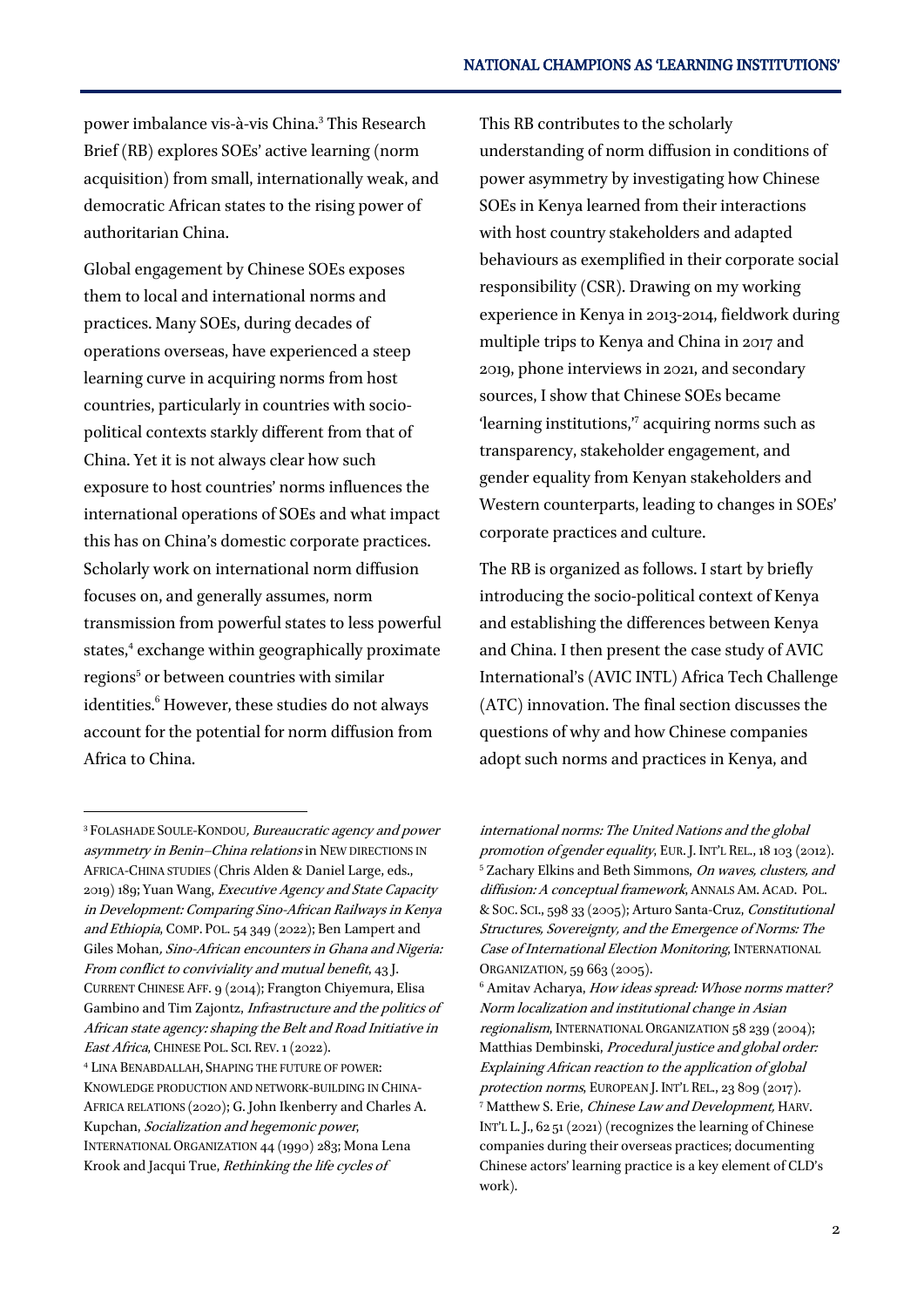power imbalance vis-à-vis China.[3] This Research Brief (RB) explores SOEs' active learning (norm acquisition) from small, internationally weak, and democratic African states to the rising power of authoritarian China.

Global engagement by Chinese SOEs exposes them to local and international norms and practices. Many SOEs, during decades of operations overseas, have experienced a steep learning curve in acquiring norms from host countries, particularly in countries with socio-political contexts starkly different from that of China. Yet it is not always clear how such exposure to host countries' norms influences the international operations of SOEs and what impact this has on China's domestic corporate practices. Scholarly work on international norm diffusion focuses on, and generally assumes, norm transmission from powerful states to less powerful states,[4] exchange within geographically proximate regions[5] or between countries with similar identities.[6] However, these studies do not always account for the potential for norm diffusion from Africa to China.

This RB contributes to the scholarly understanding of norm diffusion in conditions of power asymmetry by investigating how Chinese SOEs in Kenya learned from their interactions with host country stakeholders and adapted behaviours as exemplified in their corporate social responsibility (CSR). Drawing on my working experience in Kenya in 2013-2014, fieldwork during multiple trips to Kenya and China in 2017 and 2019, phone interviews in 2021, and secondary sources, I show that Chinese SOEs became 'learning institutions,'[7] acquiring norms such as transparency, stakeholder engagement, and gender equality from Kenyan stakeholders and Western counterparts, leading to changes in SOEs' corporate practices and culture.

The RB is organized as follows. I start by briefly introducing the socio-political context of Kenya and establishing the differences between Kenya and China. I then present the case study of AVIC International's (AVIC INTL) Africa Tech Challenge (ATC) innovation. The final section discusses the questions of why and how Chinese companies adopt such norms and practices in Kenya, and

---

[3] FOLASHADE SOULE-KONDOU, *Bureaucratic agency and power asymmetry in Benin–China relations* in NEW DIRECTIONS IN AFRICA-CHINA STUDIES (Chris Alden & Daniel Large, eds., 2019) 189; Yuan Wang, *Executive Agency and State Capacity in Development: Comparing Sino-African Railways in Kenya and Ethiopia*, COMP. POL. 54 349 (2022); Ben Lampert and Giles Mohan, *Sino-African encounters in Ghana and Nigeria: From conflict to conviviality and mutual benefit*, 43 J. CURRENT CHINESE AFF. 9 (2014); Frangton Chiyemura, Elisa Gambino and Tim Zajontz, *Infrastructure and the politics of African state agency: shaping the Belt and Road Initiative in East Africa*, CHINESE POL. SCI. REV. 1 (2022).

[4] LINA BENABDALLAH, SHAPING THE FUTURE OF POWER: KNOWLEDGE PRODUCTION AND NETWORK-BUILDING IN CHINA-AFRICA RELATIONS (2020); G. John Ikenberry and Charles A. Kupchan, *Socialization and hegemonic power*, INTERNATIONAL ORGANIZATION 44 (1990) 283; Mona Lena Krook and Jacqui True, *Rethinking the life cycles of international norms: The United Nations and the global promotion of gender equality*, EUR. J. INT'L REL., 18 103 (2012).

[5] Zachary Elkins and Beth Simmons, *On waves, clusters, and diffusion: A conceptual framework*, ANNALS AM. ACAD. POL. & SOC. SCI., 598 33 (2005); Arturo Santa-Cruz, *Constitutional Structures, Sovereignty, and the Emergence of Norms: The Case of International Election Monitoring*, INTERNATIONAL ORGANIZATION, 59 663 (2005).

[6] Amitav Acharya, *How ideas spread: Whose norms matter? Norm localization and institutional change in Asian regionalism*, INTERNATIONAL ORGANIZATION 58 239 (2004); Matthias Dembinski, *Procedural justice and global order: Explaining African reaction to the application of global protection norms*, EUROPEAN J. INT'L REL., 23 809 (2017).

[7] Matthew S. Erie, *Chinese Law and Development,* HARV. INT'L L. J., 62 51 (2021) (recognizes the learning of Chinese companies during their overseas practices; documenting Chinese actors' learning practice is a key element of CLD's work).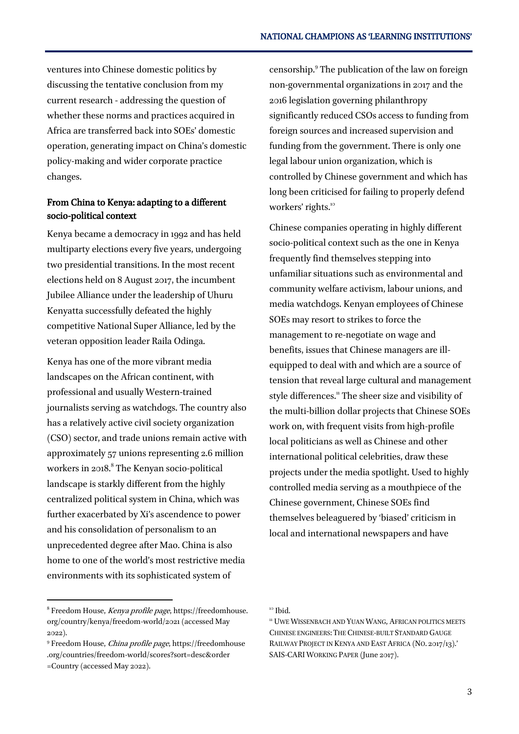ventures into Chinese domestic politics by discussing the tentative conclusion from my current research - addressing the question of whether these norms and practices acquired in Africa are transferred back into SOEs' domestic operation, generating impact on China's domestic policy-making and wider corporate practice changes.

## From China to Kenya: adapting to a different socio-political context

Kenya became a democracy in 1992 and has held multiparty elections every five years, undergoing two presidential transitions. In the most recent elections held on 8 August 2017, the incumbent Jubilee Alliance under the leadership of Uhuru Kenyatta successfully defeated the highly competitive National Super Alliance, led by the veteran opposition leader Raila Odinga.

Kenya has one of the more vibrant media landscapes on the African continent, with professional and usually Western-trained journalists serving as watchdogs. The country also has a relatively active civil society organization (CSO) sector, and trade unions remain active with approximately 57 unions representing 2.6 million workers in 2018.[8] The Kenyan socio-political landscape is starkly different from the highly centralized political system in China, which was further exacerbated by Xi's ascendence to power and his consolidation of personalism to an unprecedented degree after Mao. China is also home to one of the world's most restrictive media environments with its sophisticated system of censorship.[9] The publication of the law on foreign non-governmental organizations in 2017 and the 2016 legislation governing philanthropy significantly reduced CSOs access to funding from foreign sources and increased supervision and funding from the government. There is only one legal labour union organization, which is controlled by Chinese government and which has long been criticised for failing to properly defend workers' rights.[10]

Chinese companies operating in highly different socio-political context such as the one in Kenya frequently find themselves stepping into unfamiliar situations such as environmental and community welfare activism, labour unions, and media watchdogs. Kenyan employees of Chinese SOEs may resort to strikes to force the management to re-negotiate on wage and benefits, issues that Chinese managers are ill-equipped to deal with and which are a source of tension that reveal large cultural and management style differences.[11] The sheer size and visibility of the multi-billion dollar projects that Chinese SOEs work on, with frequent visits from high-profile local politicians as well as Chinese and other international political celebrities, draw these projects under the media spotlight. Used to highly controlled media serving as a mouthpiece of the Chinese government, Chinese SOEs find themselves beleaguered by 'biased' criticism in local and international newspapers and have

---

[8] Freedom House, *Kenya profile page*, https://freedomhouse.org/country/kenya/freedom-world/2021 (accessed May 2022).

[9] Freedom House, *China profile page*, https://freedomhouse.org/countries/freedom-world/scores?sort=desc&order=Country (accessed May 2022).

[10] Ibid.

[11] Uwe Wissenbach and Yuan Wang, African politics meets Chinese engineers: The Chinese-built Standard Gauge Railway Project in Kenya and East Africa (No. 2017/13).' SAIS-CARI Working Paper (June 2017).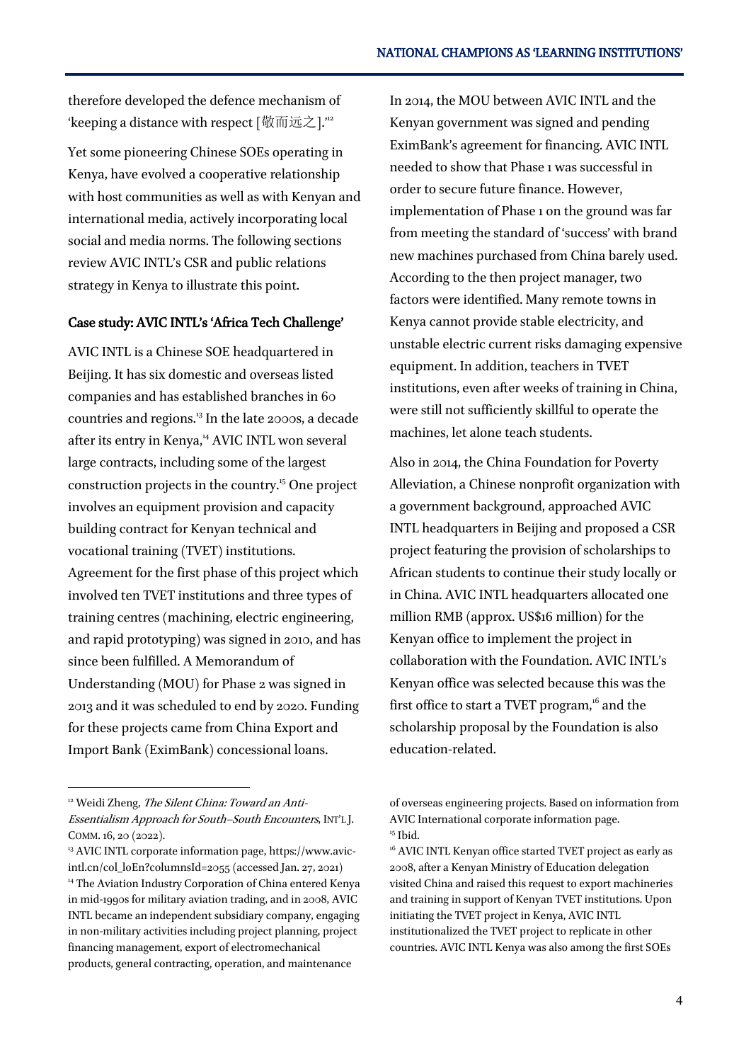therefore developed the defence mechanism of 'keeping a distance with respect [敬而远之].'[12]

Yet some pioneering Chinese SOEs operating in Kenya, have evolved a cooperative relationship with host communities as well as with Kenyan and international media, actively incorporating local social and media norms. The following sections review AVIC INTL's CSR and public relations strategy in Kenya to illustrate this point.

## Case study: AVIC INTL's 'Africa Tech Challenge'

AVIC INTL is a Chinese SOE headquartered in Beijing. It has six domestic and overseas listed companies and has established branches in 60 countries and regions.[13] In the late 2000s, a decade after its entry in Kenya,[14] AVIC INTL won several large contracts, including some of the largest construction projects in the country.[15] One project involves an equipment provision and capacity building contract for Kenyan technical and vocational training (TVET) institutions. Agreement for the first phase of this project which involved ten TVET institutions and three types of training centres (machining, electric engineering, and rapid prototyping) was signed in 2010, and has since been fulfilled. A Memorandum of Understanding (MOU) for Phase 2 was signed in 2013 and it was scheduled to end by 2020. Funding for these projects came from China Export and Import Bank (EximBank) concessional loans.

In 2014, the MOU between AVIC INTL and the Kenyan government was signed and pending EximBank's agreement for financing. AVIC INTL needed to show that Phase 1 was successful in order to secure future finance. However, implementation of Phase 1 on the ground was far from meeting the standard of 'success' with brand new machines purchased from China barely used. According to the then project manager, two factors were identified. Many remote towns in Kenya cannot provide stable electricity, and unstable electric current risks damaging expensive equipment. In addition, teachers in TVET institutions, even after weeks of training in China, were still not sufficiently skillful to operate the machines, let alone teach students.

Also in 2014, the China Foundation for Poverty Alleviation, a Chinese nonprofit organization with a government background, approached AVIC INTL headquarters in Beijing and proposed a CSR project featuring the provision of scholarships to African students to continue their study locally or in China. AVIC INTL headquarters allocated one million RMB (approx. US$16 million) for the Kenyan office to implement the project in collaboration with the Foundation. AVIC INTL's Kenyan office was selected because this was the first office to start a TVET program,[16] and the scholarship proposal by the Foundation is also education-related.

---

[12] Weidi Zheng, *The Silent China: Toward an Anti-Essentialism Approach for South–South Encounters*, INT'L J. COMM. 16, 20 (2022).

[13] AVIC INTL corporate information page, https://www.avic-intl.cn/col_loEn?columnsId=2055 (accessed Jan. 27, 2021)

[14] The Aviation Industry Corporation of China entered Kenya in mid-1990s for military aviation trading, and in 2008, AVIC INTL became an independent subsidiary company, engaging in non-military activities including project planning, project financing management, export of electromechanical products, general contracting, operation, and maintenance of overseas engineering projects. Based on information from AVIC International corporate information page.

[15] Ibid.

[16] AVIC INTL Kenyan office started TVET project as early as 2008, after a Kenyan Ministry of Education delegation visited China and raised this request to export machineries and training in support of Kenyan TVET institutions. Upon initiating the TVET project in Kenya, AVIC INTL institutionalized the TVET project to replicate in other countries. AVIC INTL Kenya was also among the first SOEs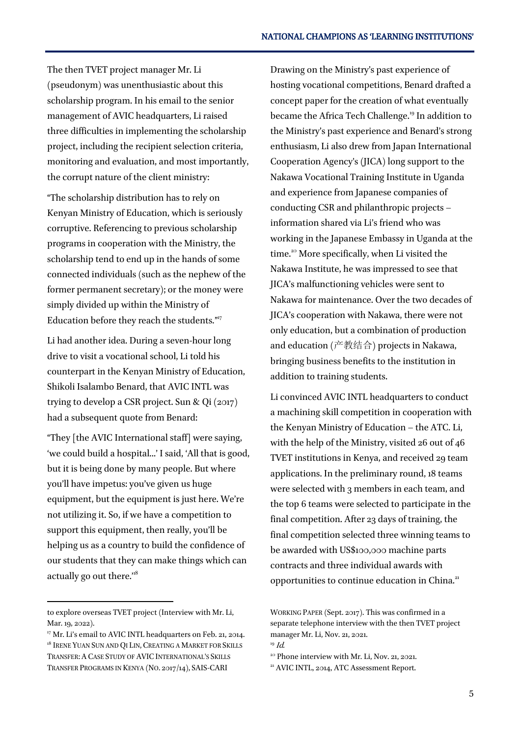The then TVET project manager Mr. Li (pseudonym) was unenthusiastic about this scholarship program. In his email to the senior management of AVIC headquarters, Li raised three difficulties in implementing the scholarship project, including the recipient selection criteria, monitoring and evaluation, and most importantly, the corrupt nature of the client ministry:

"The scholarship distribution has to rely on Kenyan Ministry of Education, which is seriously corruptive. Referencing to previous scholarship programs in cooperation with the Ministry, the scholarship tend to end up in the hands of some connected individuals (such as the nephew of the former permanent secretary); or the money were simply divided up within the Ministry of Education before they reach the students."[17]

Li had another idea. During a seven-hour long drive to visit a vocational school, Li told his counterpart in the Kenyan Ministry of Education, Shikoli Isalambo Benard, that AVIC INTL was trying to develop a CSR project. Sun & Qi (2017) had a subsequent quote from Benard:

"They [the AVIC International staff] were saying, 'we could build a hospital...' I said, 'All that is good, but it is being done by many people. But where you'll have impetus: you've given us huge equipment, but the equipment is just here. We're not utilizing it. So, if we have a competition to support this equipment, then really, you'll be helping us as a country to build the confidence of our students that they can make things which can actually go out there."[18]

Drawing on the Ministry's past experience of hosting vocational competitions, Benard drafted a concept paper for the creation of what eventually became the Africa Tech Challenge.[19] In addition to the Ministry's past experience and Benard's strong enthusiasm, Li also drew from Japan International Cooperation Agency's (JICA) long support to the Nakawa Vocational Training Institute in Uganda and experience from Japanese companies of conducting CSR and philanthropic projects – information shared via Li's friend who was working in the Japanese Embassy in Uganda at the time.[20] More specifically, when Li visited the Nakawa Institute, he was impressed to see that JICA's malfunctioning vehicles were sent to Nakawa for maintenance. Over the two decades of JICA's cooperation with Nakawa, there were not only education, but a combination of production and education (产教结合) projects in Nakawa, bringing business benefits to the institution in addition to training students.

Li convinced AVIC INTL headquarters to conduct a machining skill competition in cooperation with the Kenyan Ministry of Education – the ATC. Li, with the help of the Ministry, visited 26 out of 46 TVET institutions in Kenya, and received 29 team applications. In the preliminary round, 18 teams were selected with 3 members in each team, and the top 6 teams were selected to participate in the final competition. After 23 days of training, the final competition selected three winning teams to be awarded with US$100,000 machine parts contracts and three individual awards with opportunities to continue education in China.[21]

---

to explore overseas TVET project (Interview with Mr. Li, Mar. 19, 2022).

[17] Mr. Li's email to AVIC INTL headquarters on Feb. 21, 2014.

[18] IRENE YUAN SUN AND QI LIN, CREATING A MARKET FOR SKILLS TRANSFER: A CASE STUDY OF AVIC INTERNATIONAL'S SKILLS TRANSFER PROGRAMS IN KENYA (NO. 2017/14), SAIS-CARI WORKING PAPER (Sept. 2017). This was confirmed in a separate telephone interview with the then TVET project manager Mr. Li, Nov. 21, 2021.

[19] *Id.*

[20] Phone interview with Mr. Li, Nov. 21, 2021.

[21] AVIC INTL, 2014, ATC Assessment Report.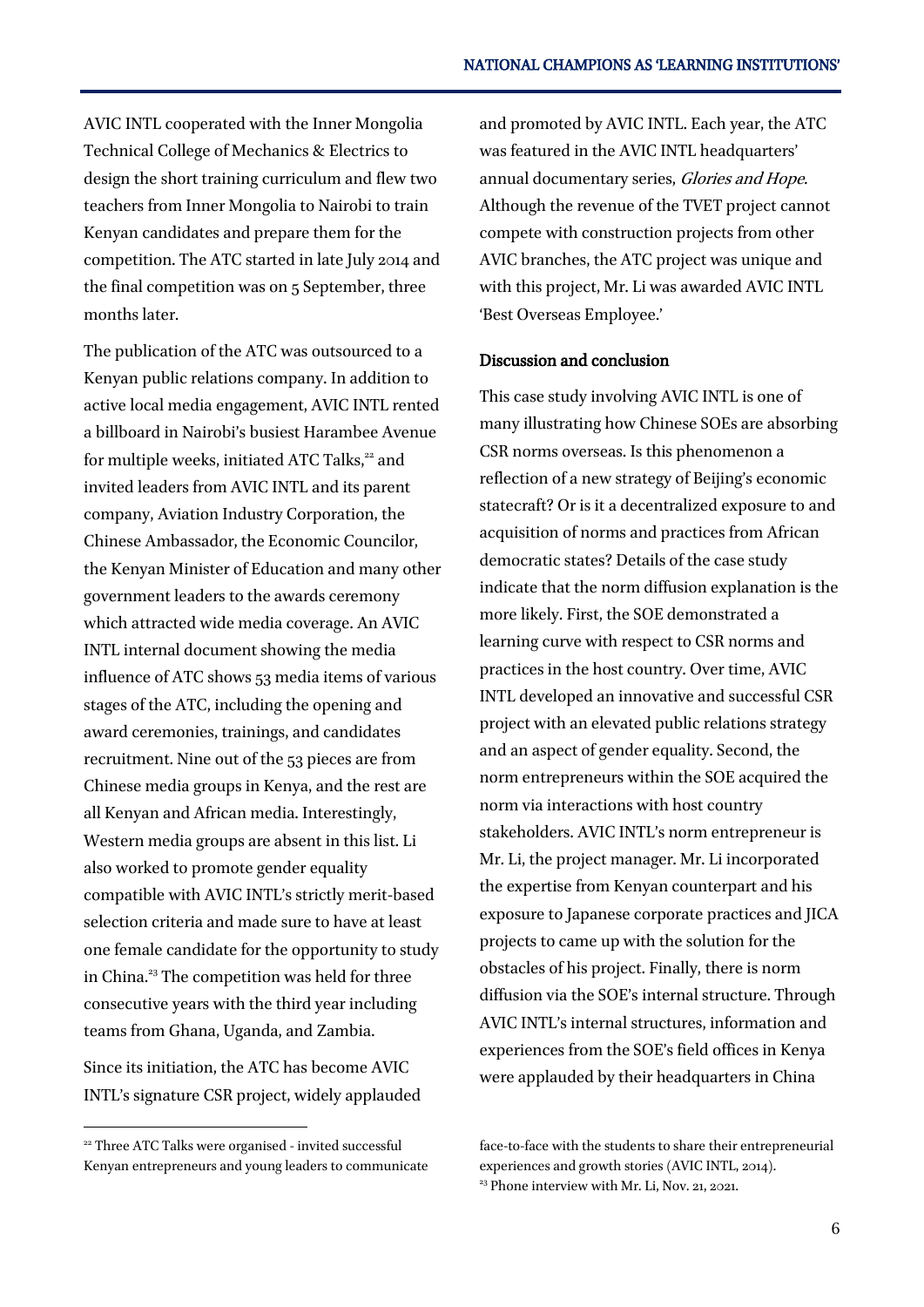AVIC INTL cooperated with the Inner Mongolia Technical College of Mechanics & Electrics to design the short training curriculum and flew two teachers from Inner Mongolia to Nairobi to train Kenyan candidates and prepare them for the competition. The ATC started in late July 2014 and the final competition was on 5 September, three months later.

The publication of the ATC was outsourced to a Kenyan public relations company. In addition to active local media engagement, AVIC INTL rented a billboard in Nairobi's busiest Harambee Avenue for multiple weeks, initiated ATC Talks,[22] and invited leaders from AVIC INTL and its parent company, Aviation Industry Corporation, the Chinese Ambassador, the Economic Councilor, the Kenyan Minister of Education and many other government leaders to the awards ceremony which attracted wide media coverage. An AVIC INTL internal document showing the media influence of ATC shows 53 media items of various stages of the ATC, including the opening and award ceremonies, trainings, and candidates recruitment. Nine out of the 53 pieces are from Chinese media groups in Kenya, and the rest are all Kenyan and African media. Interestingly, Western media groups are absent in this list. Li also worked to promote gender equality compatible with AVIC INTL's strictly merit-based selection criteria and made sure to have at least one female candidate for the opportunity to study in China.[23] The competition was held for three consecutive years with the third year including teams from Ghana, Uganda, and Zambia.

Since its initiation, the ATC has become AVIC INTL's signature CSR project, widely applauded and promoted by AVIC INTL. Each year, the ATC was featured in the AVIC INTL headquarters' annual documentary series, *Glories and Hope*. Although the revenue of the TVET project cannot compete with construction projects from other AVIC branches, the ATC project was unique and with this project, Mr. Li was awarded AVIC INTL 'Best Overseas Employee.'

## Discussion and conclusion

This case study involving AVIC INTL is one of many illustrating how Chinese SOEs are absorbing CSR norms overseas. Is this phenomenon a reflection of a new strategy of Beijing's economic statecraft? Or is it a decentralized exposure to and acquisition of norms and practices from African democratic states? Details of the case study indicate that the norm diffusion explanation is the more likely. First, the SOE demonstrated a learning curve with respect to CSR norms and practices in the host country. Over time, AVIC INTL developed an innovative and successful CSR project with an elevated public relations strategy and an aspect of gender equality. Second, the norm entrepreneurs within the SOE acquired the norm via interactions with host country stakeholders. AVIC INTL's norm entrepreneur is Mr. Li, the project manager. Mr. Li incorporated the expertise from Kenyan counterpart and his exposure to Japanese corporate practices and JICA projects to came up with the solution for the obstacles of his project. Finally, there is norm diffusion via the SOE's internal structure. Through AVIC INTL's internal structures, information and experiences from the SOE's field offices in Kenya were applauded by their headquarters in China

---

[22] Three ATC Talks were organised - invited successful Kenyan entrepreneurs and young leaders to communicate face-to-face with the students to share their entrepreneurial experiences and growth stories (AVIC INTL, 2014).

[23] Phone interview with Mr. Li, Nov. 21, 2021.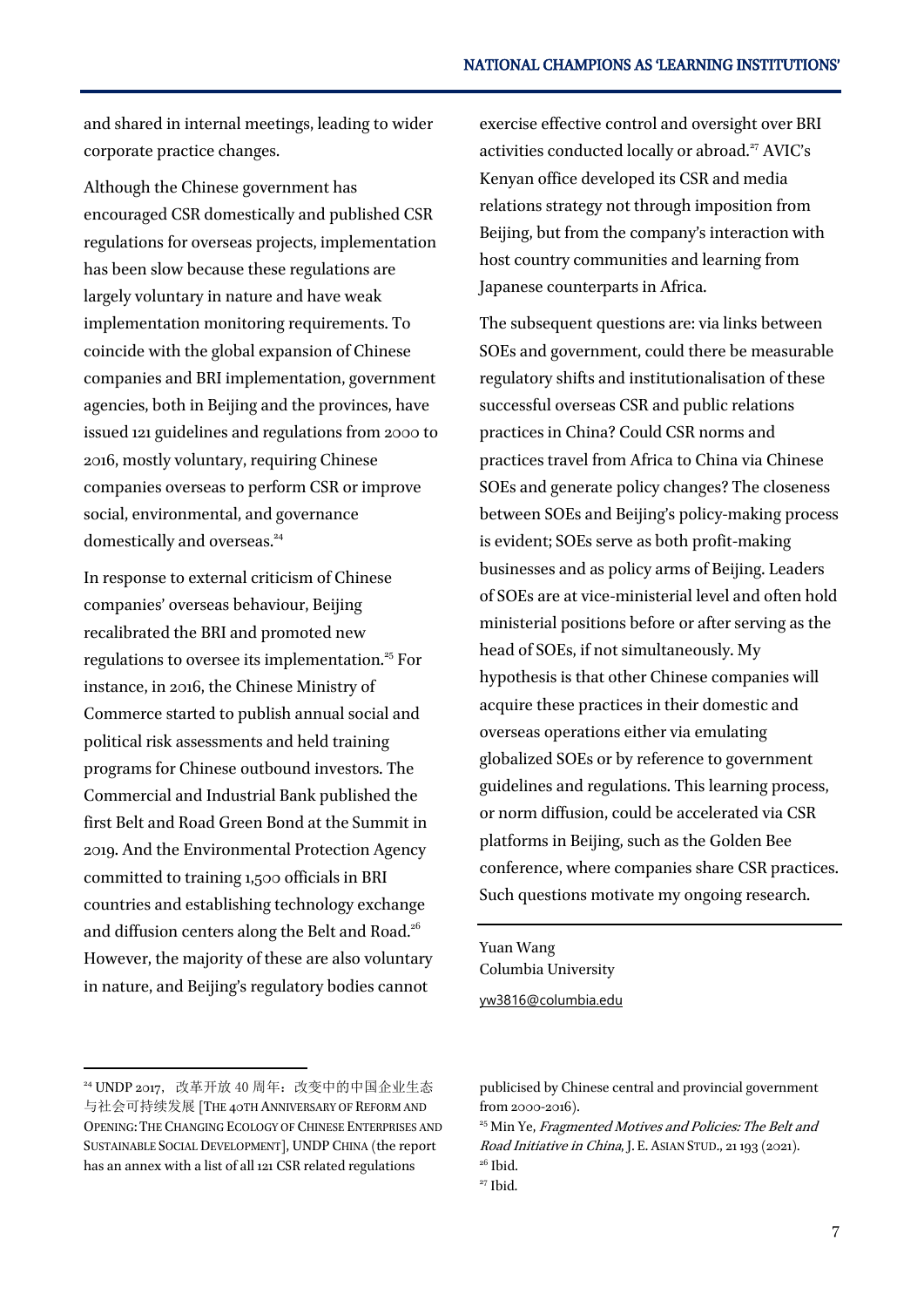and shared in internal meetings, leading to wider corporate practice changes.

Although the Chinese government has encouraged CSR domestically and published CSR regulations for overseas projects, implementation has been slow because these regulations are largely voluntary in nature and have weak implementation monitoring requirements. To coincide with the global expansion of Chinese companies and BRI implementation, government agencies, both in Beijing and the provinces, have issued 121 guidelines and regulations from 2000 to 2016, mostly voluntary, requiring Chinese companies overseas to perform CSR or improve social, environmental, and governance domestically and overseas.[24]

In response to external criticism of Chinese companies' overseas behaviour, Beijing recalibrated the BRI and promoted new regulations to oversee its implementation.[25] For instance, in 2016, the Chinese Ministry of Commerce started to publish annual social and political risk assessments and held training programs for Chinese outbound investors. The Commercial and Industrial Bank published the first Belt and Road Green Bond at the Summit in 2019. And the Environmental Protection Agency committed to training 1,500 officials in BRI countries and establishing technology exchange and diffusion centers along the Belt and Road.[26] However, the majority of these are also voluntary in nature, and Beijing's regulatory bodies cannot exercise effective control and oversight over BRI activities conducted locally or abroad.[27] AVIC's Kenyan office developed its CSR and media relations strategy not through imposition from Beijing, but from the company's interaction with host country communities and learning from Japanese counterparts in Africa.

The subsequent questions are: via links between SOEs and government, could there be measurable regulatory shifts and institutionalisation of these successful overseas CSR and public relations practices in China? Could CSR norms and practices travel from Africa to China via Chinese SOEs and generate policy changes? The closeness between SOEs and Beijing's policy-making process is evident; SOEs serve as both profit-making businesses and as policy arms of Beijing. Leaders of SOEs are at vice-ministerial level and often hold ministerial positions before or after serving as the head of SOEs, if not simultaneously. My hypothesis is that other Chinese companies will acquire these practices in their domestic and overseas operations either via emulating globalized SOEs or by reference to government guidelines and regulations. This learning process, or norm diffusion, could be accelerated via CSR platforms in Beijing, such as the Golden Bee conference, where companies share CSR practices. Such questions motivate my ongoing research.

---

Yuan Wang
Columbia University
yw3816@columbia.edu

---

[24] UNDP 2017, 改革开放 40 周年：改变中的中国企业生态与社会可持续发展 [THE 40TH ANNIVERSARY OF REFORM AND OPENING: THE CHANGING ECOLOGY OF CHINESE ENTERPRISES AND SUSTAINABLE SOCIAL DEVELOPMENT], UNDP CHINA (the report has an annex with a list of all 121 CSR related regulations publicised by Chinese central and provincial government from 2000-2016).

[25] Min Ye, *Fragmented Motives and Policies: The Belt and Road Initiative in China*, J. E. ASIAN STUD., 21 193 (2021).

[26] Ibid.

[27] Ibid.